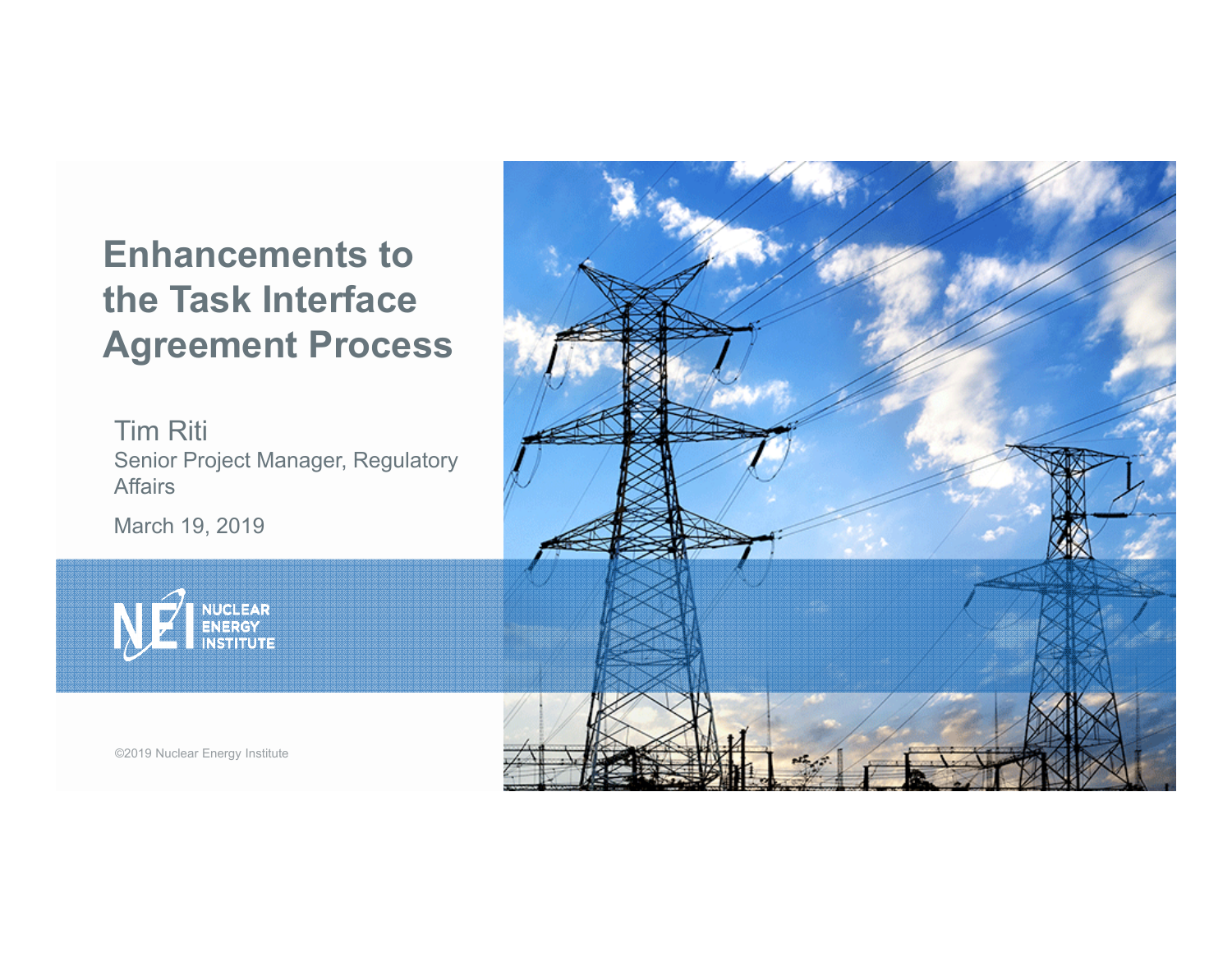# Enhancements to the Task Interface Agreement Process

Tim Riti
Senior Project Manager, Regulatory Affairs

March 19, 2019

NEI NUCLEAR ENERGY INSTITUTE

©2019 Nuclear Energy Institute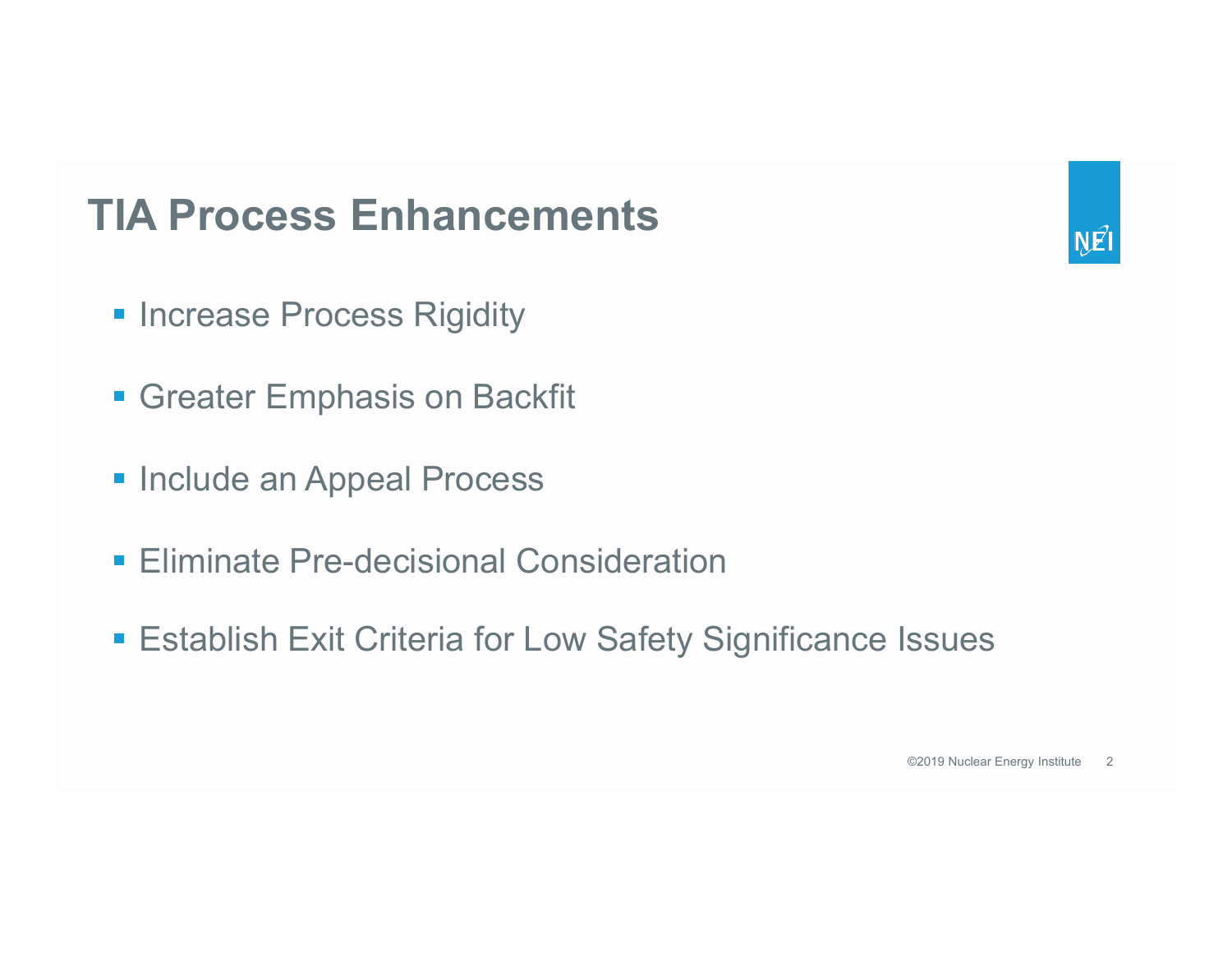# TIA Process Enhancements

- Increase Process Rigidity
- Greater Emphasis on Backfit
- Include an Appeal Process
- Eliminate Pre-decisional Consideration
- Establish Exit Criteria for Low Safety Significance Issues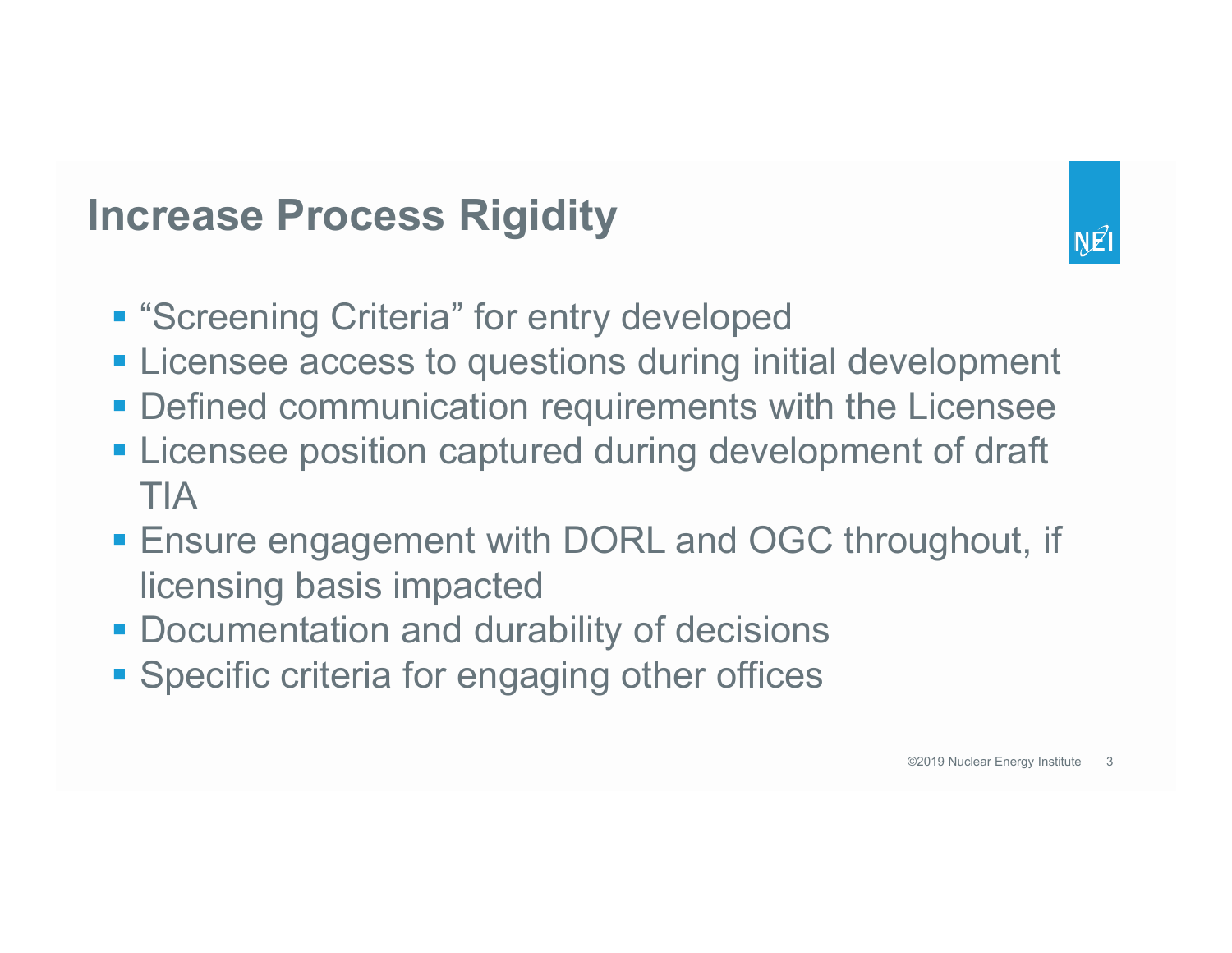# Increase Process Rigidity

- "Screening Criteria" for entry developed
- Licensee access to questions during initial development
- Defined communication requirements with the Licensee
- Licensee position captured during development of draft TIA
- Ensure engagement with DORL and OGC throughout, if licensing basis impacted
- Documentation and durability of decisions
- Specific criteria for engaging other offices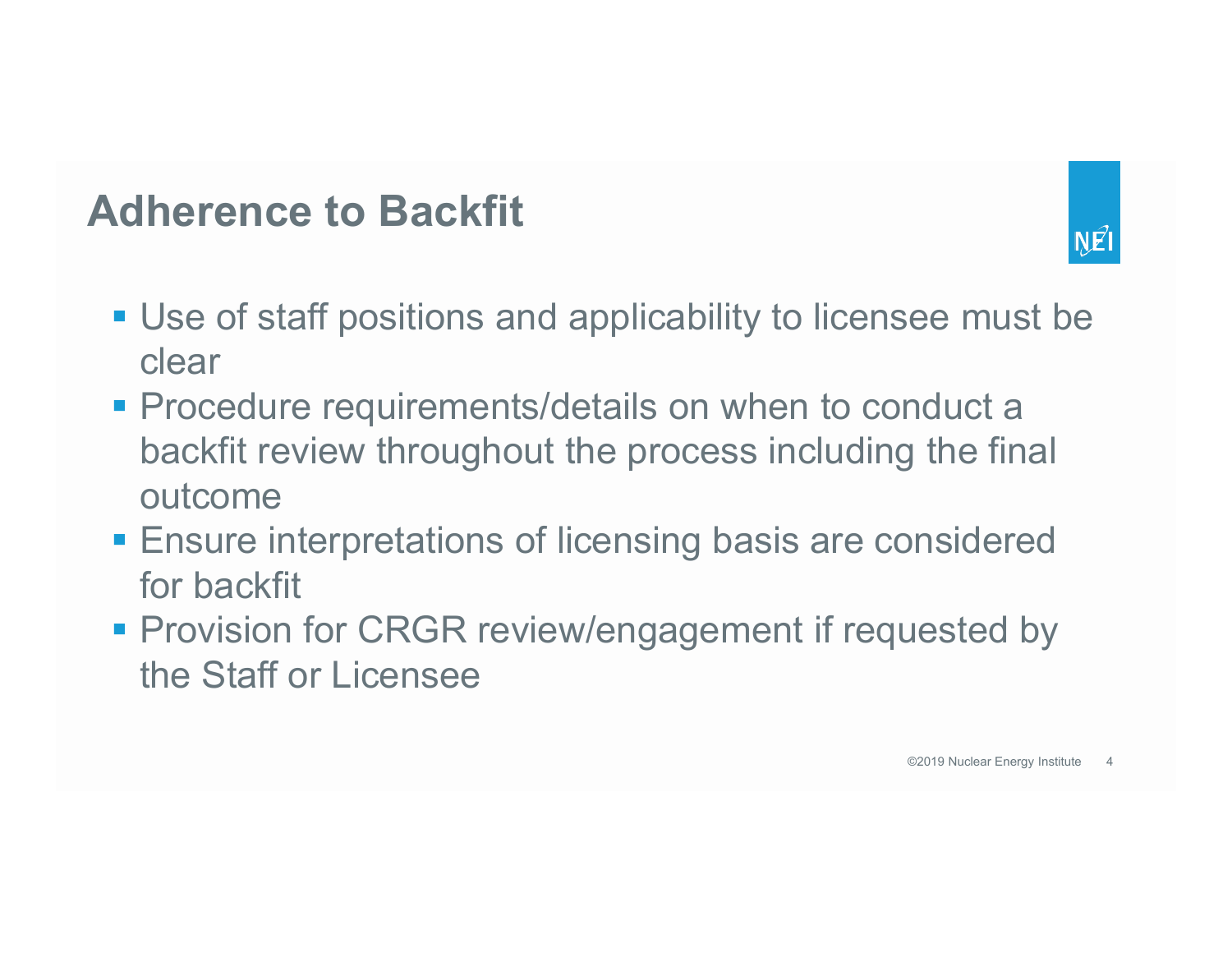## Adherence to Backfit

- Use of staff positions and applicability to licensee must be clear
- Procedure requirements/details on when to conduct a backfit review throughout the process including the final outcome
- Ensure interpretations of licensing basis are considered for backfit
- Provision for CRGR review/engagement if requested by the Staff or Licensee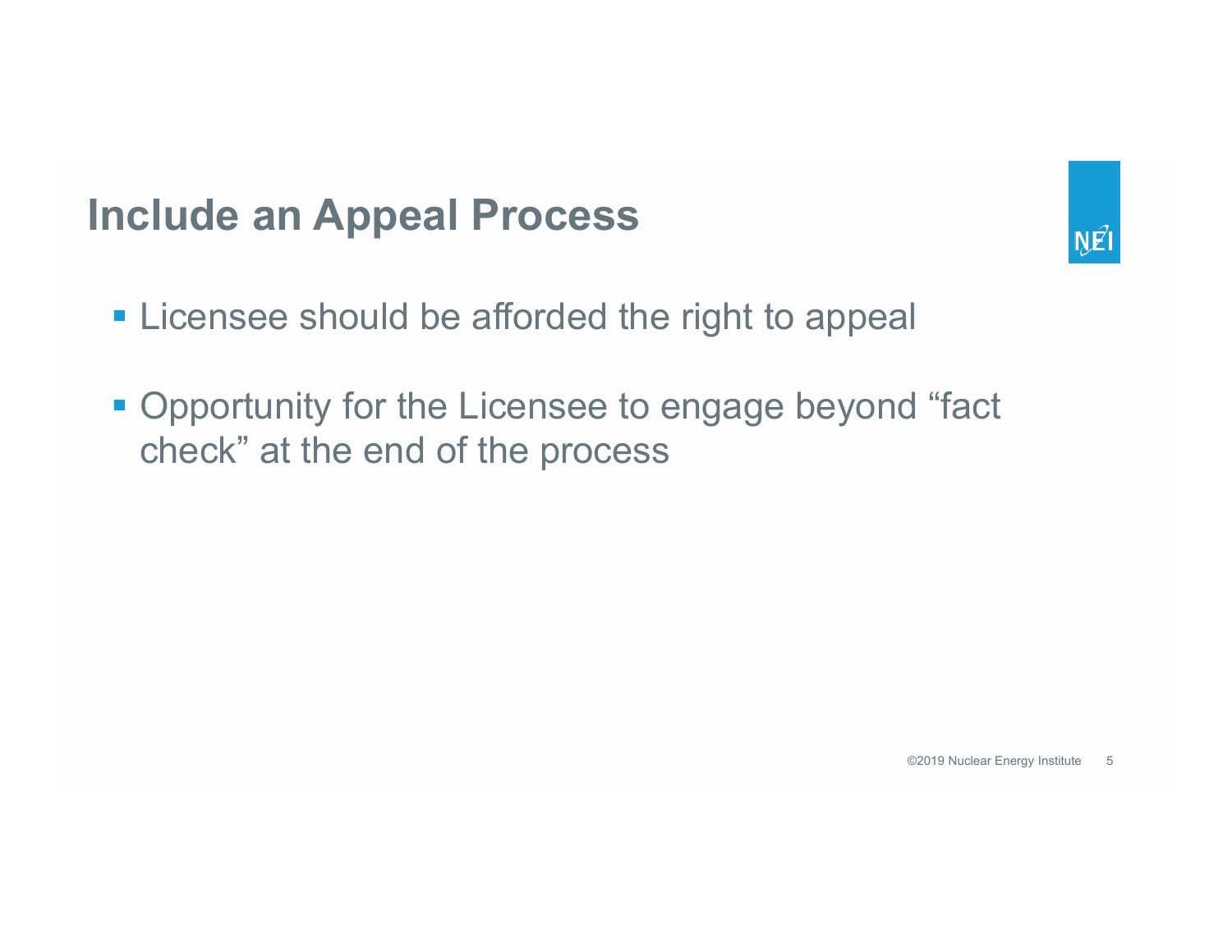# Include an Appeal Process

- Licensee should be afforded the right to appeal
- Opportunity for the Licensee to engage beyond "fact check" at the end of the process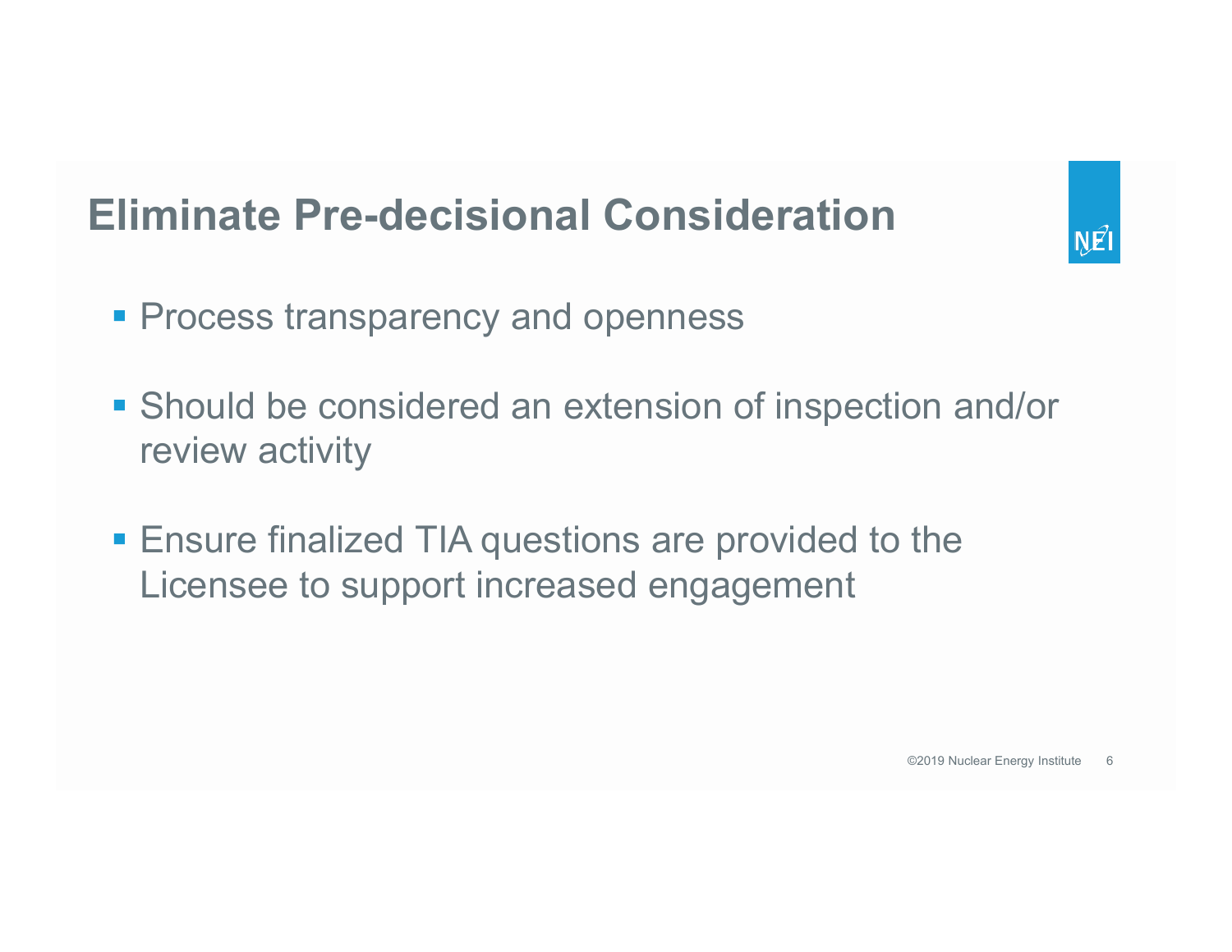# Eliminate Pre-decisional Consideration

- Process transparency and openness
- Should be considered an extension of inspection and/or review activity
- Ensure finalized TIA questions are provided to the Licensee to support increased engagement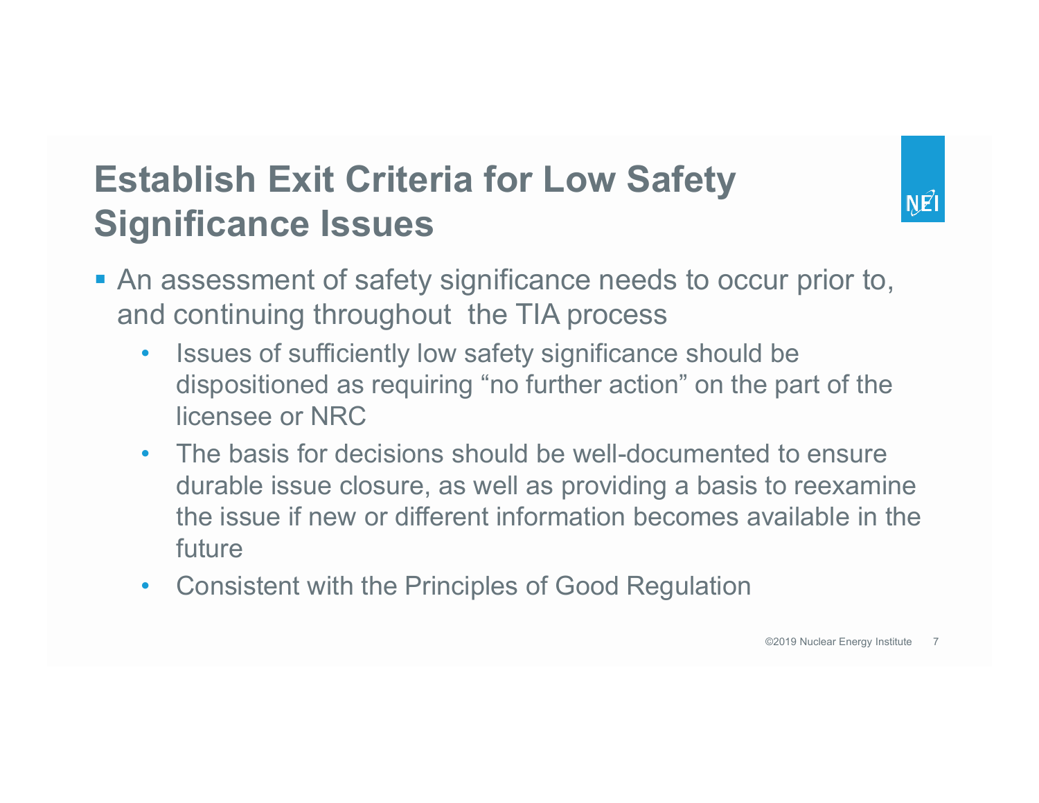# Establish Exit Criteria for Low Safety Significance Issues

- An assessment of safety significance needs to occur prior to, and continuing throughout the TIA process
  - Issues of sufficiently low safety significance should be dispositioned as requiring "no further action" on the part of the licensee or NRC
  - The basis for decisions should be well-documented to ensure durable issue closure, as well as providing a basis to reexamine the issue if new or different information becomes available in the future
  - Consistent with the Principles of Good Regulation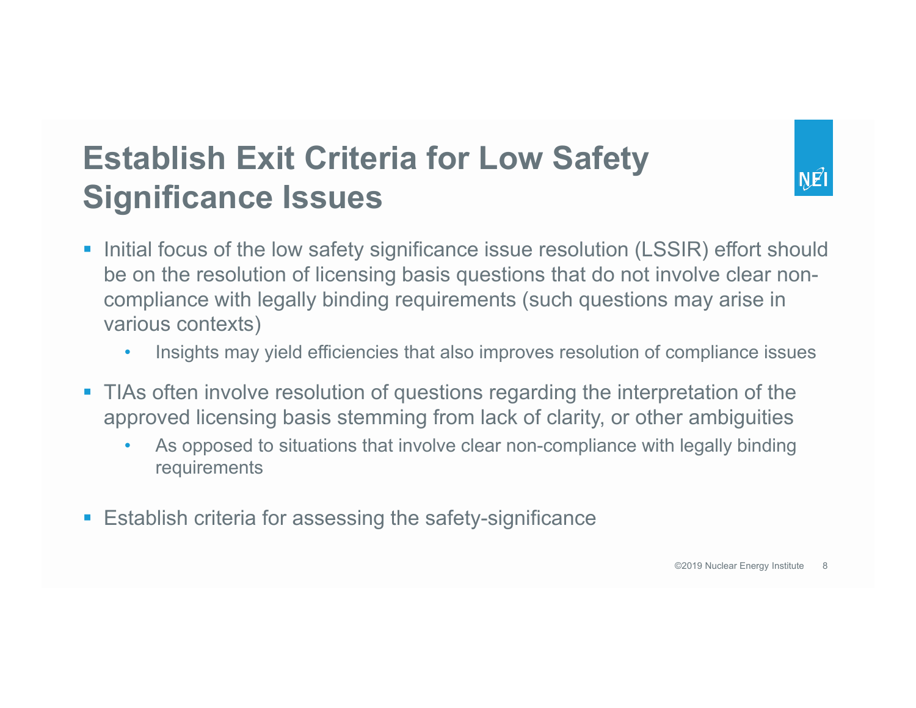# Establish Exit Criteria for Low Safety Significance Issues

- Initial focus of the low safety significance issue resolution (LSSIR) effort should be on the resolution of licensing basis questions that do not involve clear non-compliance with legally binding requirements (such questions may arise in various contexts)
  - Insights may yield efficiencies that also improves resolution of compliance issues
- TIAs often involve resolution of questions regarding the interpretation of the approved licensing basis stemming from lack of clarity, or other ambiguities
  - As opposed to situations that involve clear non-compliance with legally binding requirements
- Establish criteria for assessing the safety-significance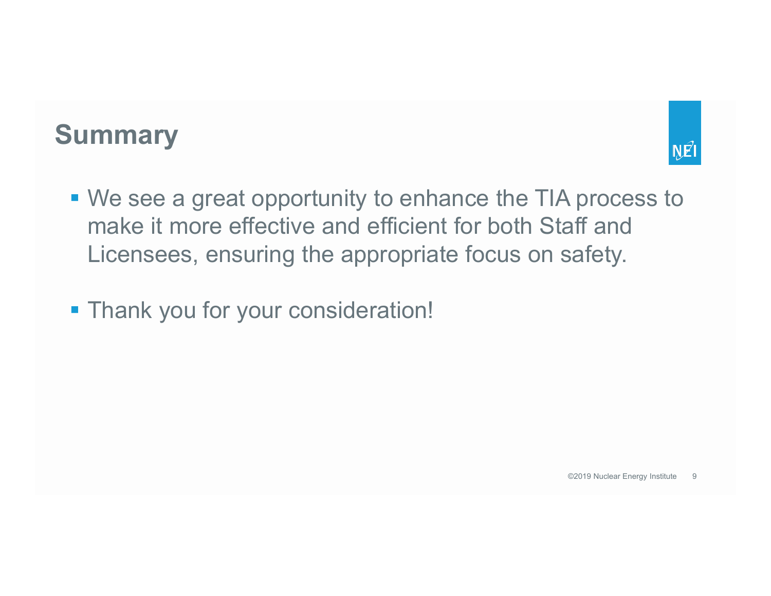# Summary

- We see a great opportunity to enhance the TIA process to make it more effective and efficient for both Staff and Licensees, ensuring the appropriate focus on safety.
- Thank you for your consideration!